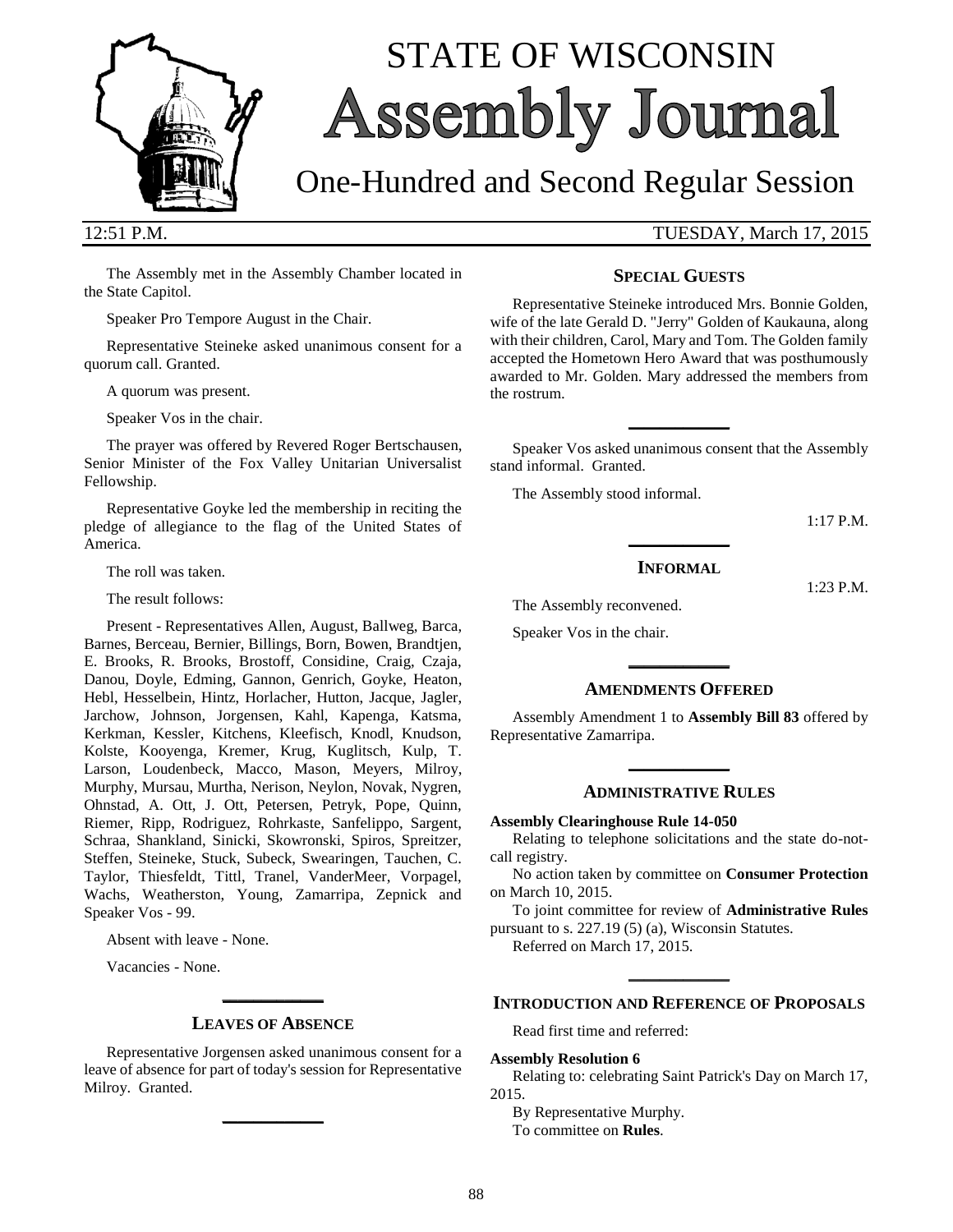# STATE OF WISCONSIN Assembly Journal

## One-Hundred and Second Regular Session

12:51 P.M. TUESDAY, March 17, 2015

The Assembly met in the Assembly Chamber located in the State Capitol.

Speaker Pro Tempore August in the Chair.

Representative Steineke asked unanimous consent for a quorum call. Granted.

A quorum was present.

Speaker Vos in the chair.

The prayer was offered by Revered Roger Bertschausen, Senior Minister of the Fox Valley Unitarian Universalist Fellowship.

Representative Goyke led the membership in reciting the pledge of allegiance to the flag of the United States of America.

The roll was taken.

The result follows:

Present - Representatives Allen, August, Ballweg, Barca, Barnes, Berceau, Bernier, Billings, Born, Bowen, Brandtjen, E. Brooks, R. Brooks, Brostoff, Considine, Craig, Czaja, Danou, Doyle, Edming, Gannon, Genrich, Goyke, Heaton, Hebl, Hesselbein, Hintz, Horlacher, Hutton, Jacque, Jagler, Jarchow, Johnson, Jorgensen, Kahl, Kapenga, Katsma, Kerkman, Kessler, Kitchens, Kleefisch, Knodl, Knudson, Kolste, Kooyenga, Kremer, Krug, Kuglitsch, Kulp, T. Larson, Loudenbeck, Macco, Mason, Meyers, Milroy, Murphy, Mursau, Murtha, Nerison, Neylon, Novak, Nygren, Ohnstad, A. Ott, J. Ott, Petersen, Petryk, Pope, Quinn, Riemer, Ripp, Rodriguez, Rohrkaste, Sanfelippo, Sargent, Schraa, Shankland, Sinicki, Skowronski, Spiros, Spreitzer, Steffen, Steineke, Stuck, Subeck, Swearingen, Tauchen, C. Taylor, Thiesfeldt, Tittl, Tranel, VanderMeer, Vorpagel, Wachs, Weatherston, Young, Zamarripa, Zepnick and Speaker Vos - 99.

Absent with leave - None.

Vacancies - None.

## LEAVES OF ABSENCE

Representative Jorgensen asked unanimous consent for a leave of absence for part of today's session for Representative Milroy. Granted.

## SPECIAL GUESTS

Representative Steineke introduced Mrs. Bonnie Golden, wife of the late Gerald D. "Jerry" Golden of Kaukauna, along with their children, Carol, Mary and Tom. The Golden family accepted the Hometown Hero Award that was posthumously awarded to Mr. Golden. Mary addressed the members from the rostrum.

Speaker Vos asked unanimous consent that the Assembly stand informal. Granted.

The Assembly stood informal.

1:17 P.M.

## INFORMAL

1:23 P.M.

The Assembly reconvened.

Speaker Vos in the chair.

## AMENDMENTS OFFERED

Assembly Amendment 1 to **Assembly Bill 83** offered by Representative Zamarripa.

## ADMINISTRATIVE RULES

**Assembly Clearinghouse Rule 14-050**

Relating to telephone solicitations and the state do-not-call registry.

No action taken by committee on **Consumer Protection** on March 10, 2015.

To joint committee for review of **Administrative Rules** pursuant to s. 227.19 (5) (a), Wisconsin Statutes.

Referred on March 17, 2015.

## INTRODUCTION AND REFERENCE OF PROPOSALS

Read first time and referred:

**Assembly Resolution 6**

Relating to: celebrating Saint Patrick's Day on March 17, 2015.

By Representative Murphy.

To committee on **Rules**.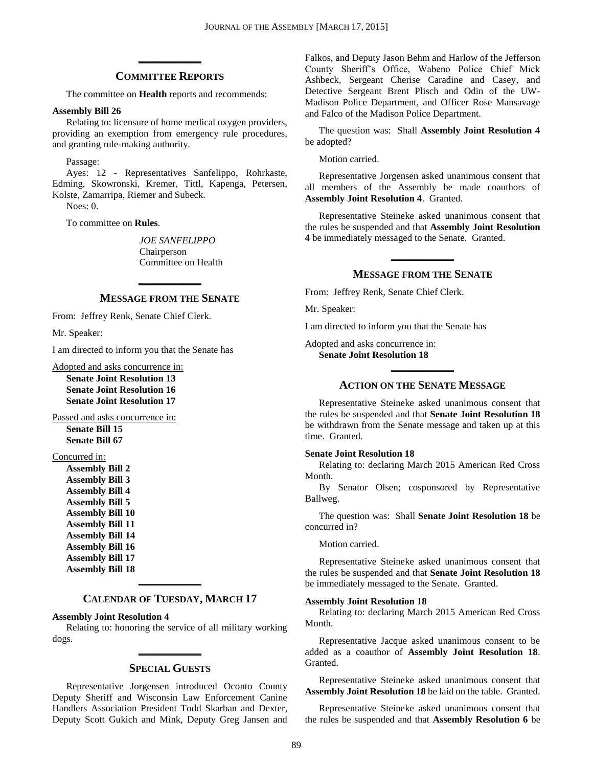## COMMITTEE REPORTS

The committee on **Health** reports and recommends:

**Assembly Bill 26**

Relating to: licensure of home medical oxygen providers, providing an exemption from emergency rule procedures, and granting rule-making authority.

Passage:

Ayes: 12 - Representatives Sanfelippo, Rohrkaste, Edming, Skowronski, Kremer, Tittl, Kapenga, Petersen, Kolste, Zamarripa, Riemer and Subeck.

Noes: 0.

To committee on **Rules**.

*JOE SANFELIPPO*
Chairperson
Committee on Health

## MESSAGE FROM THE SENATE

From: Jeffrey Renk, Senate Chief Clerk.

Mr. Speaker:

I am directed to inform you that the Senate has

Adopted and asks concurrence in:

**Senate Joint Resolution 13**
**Senate Joint Resolution 16**
**Senate Joint Resolution 17**

Passed and asks concurrence in:

**Senate Bill 15**
**Senate Bill 67**

Concurred in:

**Assembly Bill 2**
**Assembly Bill 3**
**Assembly Bill 4**
**Assembly Bill 5**
**Assembly Bill 10**
**Assembly Bill 11**
**Assembly Bill 14**
**Assembly Bill 16**
**Assembly Bill 17**
**Assembly Bill 18**

## CALENDAR OF TUESDAY, MARCH 17

**Assembly Joint Resolution 4**

Relating to: honoring the service of all military working dogs.

## SPECIAL GUESTS

Representative Jorgensen introduced Oconto County Deputy Sheriff and Wisconsin Law Enforcement Canine Handlers Association President Todd Skarban and Dexter, Deputy Scott Gukich and Mink, Deputy Greg Jansen and Falkos, and Deputy Jason Behm and Harlow of the Jefferson County Sheriff's Office, Wabeno Police Chief Mick Ashbeck, Sergeant Cherise Caradine and Casey, and Detective Sergeant Brent Plisch and Odin of the UW-Madison Police Department, and Officer Rose Mansavage and Falco of the Madison Police Department.

The question was: Shall **Assembly Joint Resolution 4** be adopted?

Motion carried.

Representative Jorgensen asked unanimous consent that all members of the Assembly be made coauthors of **Assembly Joint Resolution 4**. Granted.

Representative Steineke asked unanimous consent that the rules be suspended and that **Assembly Joint Resolution 4** be immediately messaged to the Senate. Granted.

## MESSAGE FROM THE SENATE

From: Jeffrey Renk, Senate Chief Clerk.

Mr. Speaker:

I am directed to inform you that the Senate has

Adopted and asks concurrence in:

**Senate Joint Resolution 18**

## ACTION ON THE SENATE MESSAGE

Representative Steineke asked unanimous consent that the rules be suspended and that **Senate Joint Resolution 18** be withdrawn from the Senate message and taken up at this time. Granted.

**Senate Joint Resolution 18**

Relating to: declaring March 2015 American Red Cross Month.

By Senator Olsen; cosponsored by Representative Ballweg.

The question was: Shall **Senate Joint Resolution 18** be concurred in?

Motion carried.

Representative Steineke asked unanimous consent that the rules be suspended and that **Senate Joint Resolution 18** be immediately messaged to the Senate. Granted.

**Assembly Joint Resolution 18**

Relating to: declaring March 2015 American Red Cross Month.

Representative Jacque asked unanimous consent to be added as a coauthor of **Assembly Joint Resolution 18**. Granted.

Representative Steineke asked unanimous consent that **Assembly Joint Resolution 18** be laid on the table. Granted.

Representative Steineke asked unanimous consent that the rules be suspended and that **Assembly Resolution 6** be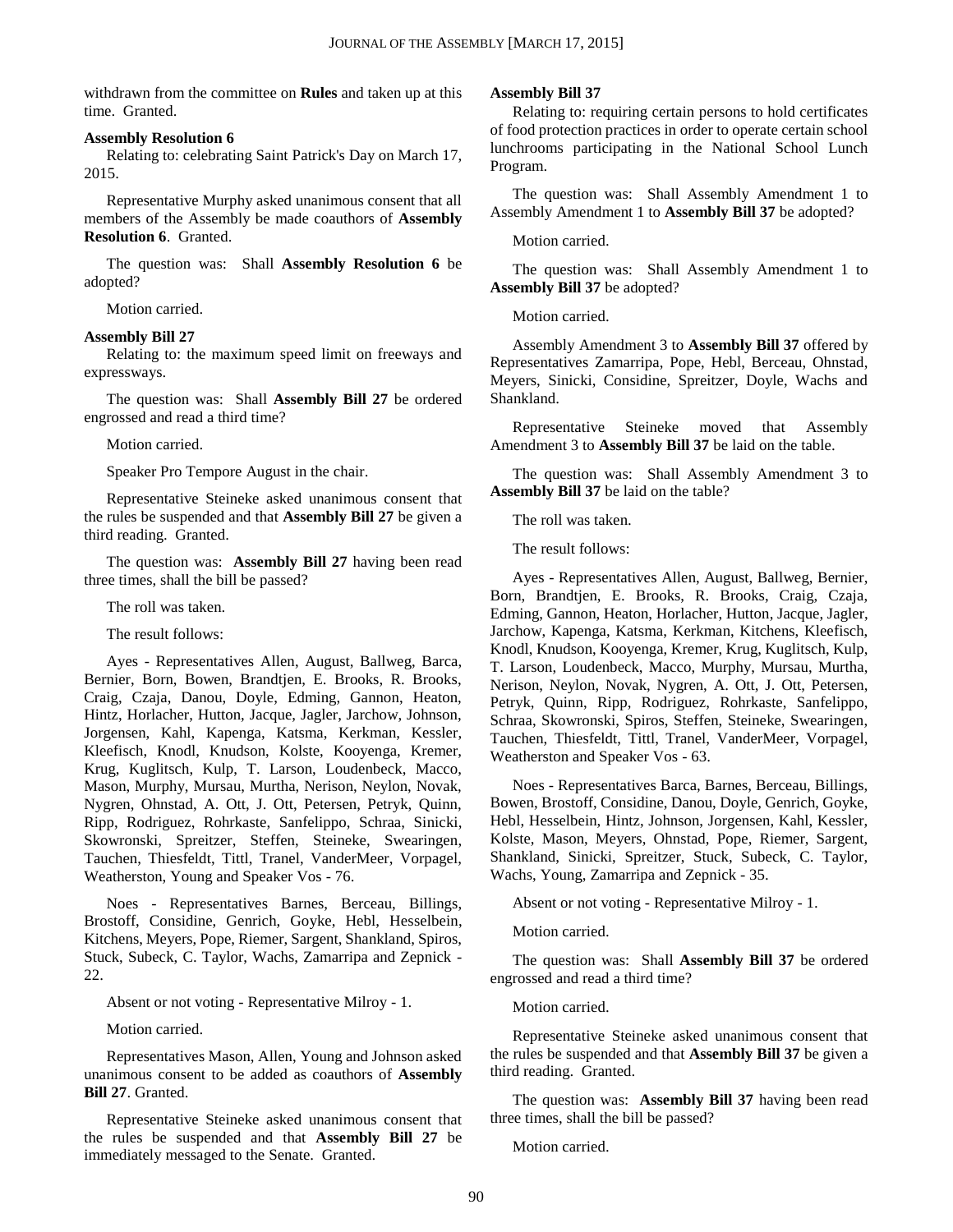withdrawn from the committee on **Rules** and taken up at this time. Granted.

**Assembly Resolution 6**

Relating to: celebrating Saint Patrick's Day on March 17, 2015.

Representative Murphy asked unanimous consent that all members of the Assembly be made coauthors of **Assembly Resolution 6**. Granted.

The question was: Shall **Assembly Resolution 6** be adopted?

Motion carried.

**Assembly Bill 27**

Relating to: the maximum speed limit on freeways and expressways.

The question was: Shall **Assembly Bill 27** be ordered engrossed and read a third time?

Motion carried.

Speaker Pro Tempore August in the chair.

Representative Steineke asked unanimous consent that the rules be suspended and that **Assembly Bill 27** be given a third reading. Granted.

The question was: **Assembly Bill 27** having been read three times, shall the bill be passed?

The roll was taken.

The result follows:

Ayes - Representatives Allen, August, Ballweg, Barca, Bernier, Born, Bowen, Brandtjen, E. Brooks, R. Brooks, Craig, Czaja, Danou, Doyle, Edming, Gannon, Heaton, Hintz, Horlacher, Hutton, Jacque, Jagler, Jarchow, Johnson, Jorgensen, Kahl, Kapenga, Katsma, Kerkman, Kessler, Kleefisch, Knodl, Knudson, Kolste, Kooyenga, Kremer, Krug, Kuglitsch, Kulp, T. Larson, Loudenbeck, Macco, Mason, Murphy, Mursau, Murtha, Nerison, Neylon, Novak, Nygren, Ohnstad, A. Ott, J. Ott, Petersen, Petryk, Quinn, Ripp, Rodriguez, Rohrkaste, Sanfelippo, Schraa, Sinicki, Skowronski, Spreitzer, Steffen, Steineke, Swearingen, Tauchen, Thiesfeldt, Tittl, Tranel, VanderMeer, Vorpagel, Weatherston, Young and Speaker Vos - 76.

Noes - Representatives Barnes, Berceau, Billings, Brostoff, Considine, Genrich, Goyke, Hebl, Hesselbein, Kitchens, Meyers, Pope, Riemer, Sargent, Shankland, Spiros, Stuck, Subeck, C. Taylor, Wachs, Zamarripa and Zepnick - 22.

Absent or not voting - Representative Milroy - 1.

Motion carried.

Representatives Mason, Allen, Young and Johnson asked unanimous consent to be added as coauthors of **Assembly Bill 27**. Granted.

Representative Steineke asked unanimous consent that the rules be suspended and that **Assembly Bill 27** be immediately messaged to the Senate. Granted.

**Assembly Bill 37**

Relating to: requiring certain persons to hold certificates of food protection practices in order to operate certain school lunchrooms participating in the National School Lunch Program.

The question was: Shall Assembly Amendment 1 to Assembly Amendment 1 to **Assembly Bill 37** be adopted?

Motion carried.

The question was: Shall Assembly Amendment 1 to **Assembly Bill 37** be adopted?

Motion carried.

Assembly Amendment 3 to **Assembly Bill 37** offered by Representatives Zamarripa, Pope, Hebl, Berceau, Ohnstad, Meyers, Sinicki, Considine, Spreitzer, Doyle, Wachs and Shankland.

Representative Steineke moved that Assembly Amendment 3 to **Assembly Bill 37** be laid on the table.

The question was: Shall Assembly Amendment 3 to **Assembly Bill 37** be laid on the table?

The roll was taken.

The result follows:

Ayes - Representatives Allen, August, Ballweg, Bernier, Born, Brandtjen, E. Brooks, R. Brooks, Craig, Czaja, Edming, Gannon, Heaton, Horlacher, Hutton, Jacque, Jagler, Jarchow, Kapenga, Katsma, Kerkman, Kitchens, Kleefisch, Knodl, Knudson, Kooyenga, Kremer, Krug, Kuglitsch, Kulp, T. Larson, Loudenbeck, Macco, Murphy, Mursau, Murtha, Nerison, Neylon, Novak, Nygren, A. Ott, J. Ott, Petersen, Petryk, Quinn, Ripp, Rodriguez, Rohrkaste, Sanfelippo, Schraa, Skowronski, Spiros, Steffen, Steineke, Swearingen, Tauchen, Thiesfeldt, Tittl, Tranel, VanderMeer, Vorpagel, Weatherston and Speaker Vos - 63.

Noes - Representatives Barca, Barnes, Berceau, Billings, Bowen, Brostoff, Considine, Danou, Doyle, Genrich, Goyke, Hebl, Hesselbein, Hintz, Johnson, Jorgensen, Kahl, Kessler, Kolste, Mason, Meyers, Ohnstad, Pope, Riemer, Sargent, Shankland, Sinicki, Spreitzer, Stuck, Subeck, C. Taylor, Wachs, Young, Zamarripa and Zepnick - 35.

Absent or not voting - Representative Milroy - 1.

Motion carried.

The question was: Shall **Assembly Bill 37** be ordered engrossed and read a third time?

Motion carried.

Representative Steineke asked unanimous consent that the rules be suspended and that **Assembly Bill 37** be given a third reading. Granted.

The question was: **Assembly Bill 37** having been read three times, shall the bill be passed?

Motion carried.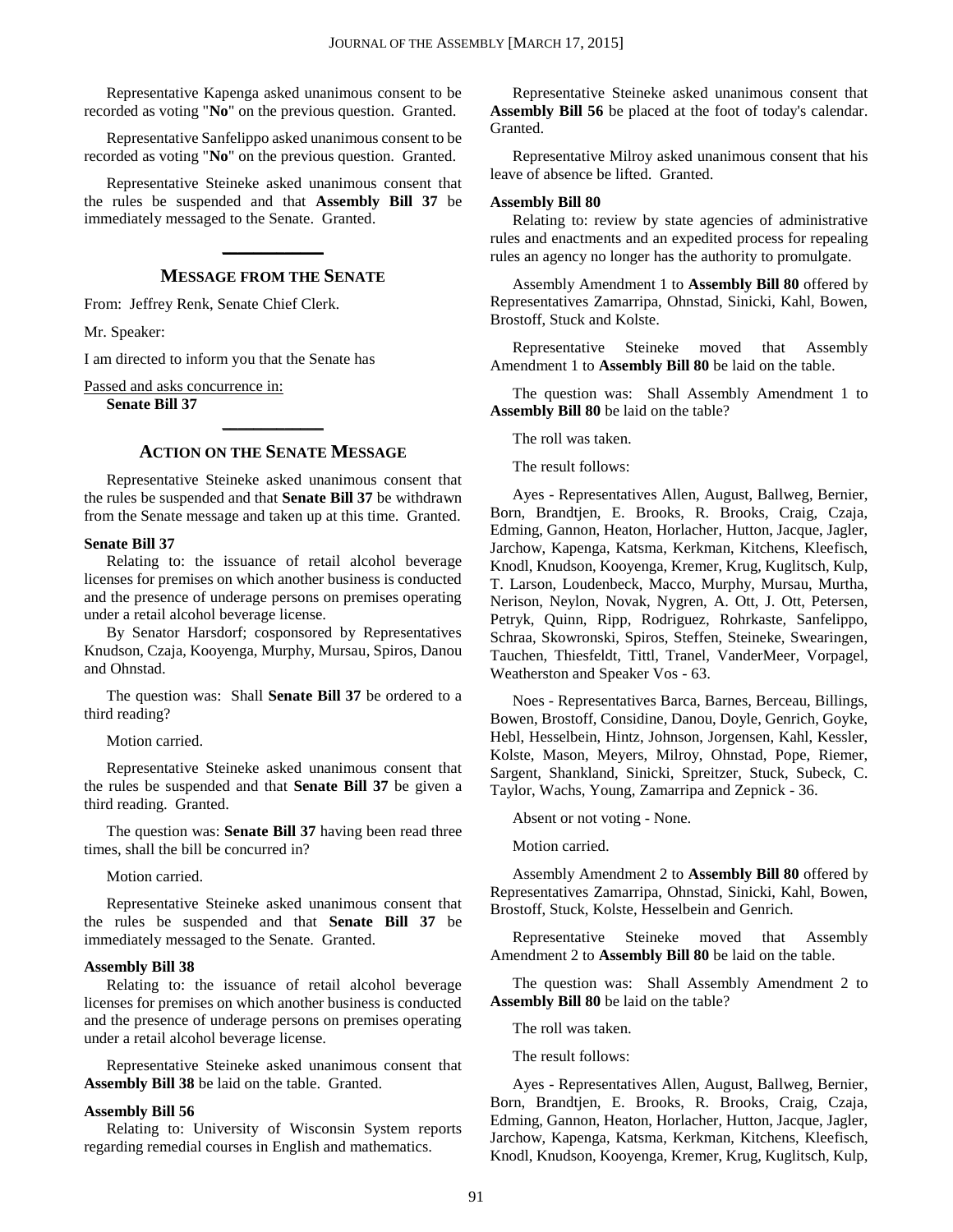Representative Kapenga asked unanimous consent to be recorded as voting "**No**" on the previous question. Granted.

Representative Sanfelippo asked unanimous consent to be recorded as voting "**No**" on the previous question. Granted.

Representative Steineke asked unanimous consent that the rules be suspended and that **Assembly Bill 37** be immediately messaged to the Senate. Granted.

## MESSAGE FROM THE SENATE

From: Jeffrey Renk, Senate Chief Clerk.

Mr. Speaker:

I am directed to inform you that the Senate has

Passed and asks concurrence in:

**Senate Bill 37**

## ACTION ON THE SENATE MESSAGE

Representative Steineke asked unanimous consent that the rules be suspended and that **Senate Bill 37** be withdrawn from the Senate message and taken up at this time. Granted.

**Senate Bill 37**

Relating to: the issuance of retail alcohol beverage licenses for premises on which another business is conducted and the presence of underage persons on premises operating under a retail alcohol beverage license.

By Senator Harsdorf; cosponsored by Representatives Knudson, Czaja, Kooyenga, Murphy, Mursau, Spiros, Danou and Ohnstad.

The question was: Shall **Senate Bill 37** be ordered to a third reading?

Motion carried.

Representative Steineke asked unanimous consent that the rules be suspended and that **Senate Bill 37** be given a third reading. Granted.

The question was: **Senate Bill 37** having been read three times, shall the bill be concurred in?

Motion carried.

Representative Steineke asked unanimous consent that the rules be suspended and that **Senate Bill 37** be immediately messaged to the Senate. Granted.

**Assembly Bill 38**

Relating to: the issuance of retail alcohol beverage licenses for premises on which another business is conducted and the presence of underage persons on premises operating under a retail alcohol beverage license.

Representative Steineke asked unanimous consent that **Assembly Bill 38** be laid on the table. Granted.

**Assembly Bill 56**

Relating to: University of Wisconsin System reports regarding remedial courses in English and mathematics.

Representative Steineke asked unanimous consent that **Assembly Bill 56** be placed at the foot of today's calendar. Granted.

Representative Milroy asked unanimous consent that his leave of absence be lifted. Granted.

**Assembly Bill 80**

Relating to: review by state agencies of administrative rules and enactments and an expedited process for repealing rules an agency no longer has the authority to promulgate.

Assembly Amendment 1 to **Assembly Bill 80** offered by Representatives Zamarripa, Ohnstad, Sinicki, Kahl, Bowen, Brostoff, Stuck and Kolste.

Representative Steineke moved that Assembly Amendment 1 to **Assembly Bill 80** be laid on the table.

The question was: Shall Assembly Amendment 1 to **Assembly Bill 80** be laid on the table?

The roll was taken.

The result follows:

Ayes - Representatives Allen, August, Ballweg, Bernier, Born, Brandtjen, E. Brooks, R. Brooks, Craig, Czaja, Edming, Gannon, Heaton, Horlacher, Hutton, Jacque, Jagler, Jarchow, Kapenga, Katsma, Kerkman, Kitchens, Kleefisch, Knodl, Knudson, Kooyenga, Kremer, Krug, Kuglitsch, Kulp, T. Larson, Loudenbeck, Macco, Murphy, Mursau, Murtha, Nerison, Neylon, Novak, Nygren, A. Ott, J. Ott, Petersen, Petryk, Quinn, Ripp, Rodriguez, Rohrkaste, Sanfelippo, Schraa, Skowronski, Spiros, Steffen, Steineke, Swearingen, Tauchen, Thiesfeldt, Tittl, Tranel, VanderMeer, Vorpagel, Weatherston and Speaker Vos - 63.

Noes - Representatives Barca, Barnes, Berceau, Billings, Bowen, Brostoff, Considine, Danou, Doyle, Genrich, Goyke, Hebl, Hesselbein, Hintz, Johnson, Jorgensen, Kahl, Kessler, Kolste, Mason, Meyers, Milroy, Ohnstad, Pope, Riemer, Sargent, Shankland, Sinicki, Spreitzer, Stuck, Subeck, C. Taylor, Wachs, Young, Zamarripa and Zepnick - 36.

Absent or not voting - None.

Motion carried.

Assembly Amendment 2 to **Assembly Bill 80** offered by Representatives Zamarripa, Ohnstad, Sinicki, Kahl, Bowen, Brostoff, Stuck, Kolste, Hesselbein and Genrich.

Representative Steineke moved that Assembly Amendment 2 to **Assembly Bill 80** be laid on the table.

The question was: Shall Assembly Amendment 2 to **Assembly Bill 80** be laid on the table?

The roll was taken.

The result follows:

Ayes - Representatives Allen, August, Ballweg, Bernier, Born, Brandtjen, E. Brooks, R. Brooks, Craig, Czaja, Edming, Gannon, Heaton, Horlacher, Hutton, Jacque, Jagler, Jarchow, Kapenga, Katsma, Kerkman, Kitchens, Kleefisch, Knodl, Knudson, Kooyenga, Kremer, Krug, Kuglitsch, Kulp,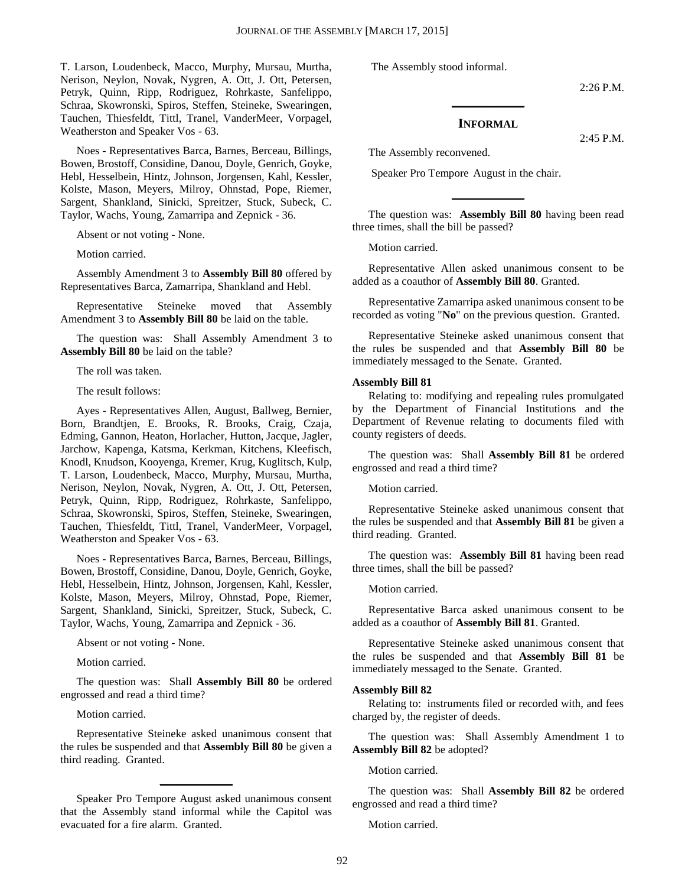T. Larson, Loudenbeck, Macco, Murphy, Mursau, Murtha, Nerison, Neylon, Novak, Nygren, A. Ott, J. Ott, Petersen, Petryk, Quinn, Ripp, Rodriguez, Rohrkaste, Sanfelippo, Schraa, Skowronski, Spiros, Steffen, Steineke, Swearingen, Tauchen, Thiesfeldt, Tittl, Tranel, VanderMeer, Vorpagel, Weatherston and Speaker Vos - 63.

Noes - Representatives Barca, Barnes, Berceau, Billings, Bowen, Brostoff, Considine, Danou, Doyle, Genrich, Goyke, Hebl, Hesselbein, Hintz, Johnson, Jorgensen, Kahl, Kessler, Kolste, Mason, Meyers, Milroy, Ohnstad, Pope, Riemer, Sargent, Shankland, Sinicki, Spreitzer, Stuck, Subeck, C. Taylor, Wachs, Young, Zamarripa and Zepnick - 36.

Absent or not voting - None.

Motion carried.

Assembly Amendment 3 to **Assembly Bill 80** offered by Representatives Barca, Zamarripa, Shankland and Hebl.

Representative Steineke moved that Assembly Amendment 3 to **Assembly Bill 80** be laid on the table.

The question was: Shall Assembly Amendment 3 to **Assembly Bill 80** be laid on the table?

The roll was taken.

The result follows:

Ayes - Representatives Allen, August, Ballweg, Bernier, Born, Brandtjen, E. Brooks, R. Brooks, Craig, Czaja, Edming, Gannon, Heaton, Horlacher, Hutton, Jacque, Jagler, Jarchow, Kapenga, Katsma, Kerkman, Kitchens, Kleefisch, Knodl, Knudson, Kooyenga, Kremer, Krug, Kuglitsch, Kulp, T. Larson, Loudenbeck, Macco, Murphy, Mursau, Murtha, Nerison, Neylon, Novak, Nygren, A. Ott, J. Ott, Petersen, Petryk, Quinn, Ripp, Rodriguez, Rohrkaste, Sanfelippo, Schraa, Skowronski, Spiros, Steffen, Steineke, Swearingen, Tauchen, Thiesfeldt, Tittl, Tranel, VanderMeer, Vorpagel, Weatherston and Speaker Vos - 63.

Noes - Representatives Barca, Barnes, Berceau, Billings, Bowen, Brostoff, Considine, Danou, Doyle, Genrich, Goyke, Hebl, Hesselbein, Hintz, Johnson, Jorgensen, Kahl, Kessler, Kolste, Mason, Meyers, Milroy, Ohnstad, Pope, Riemer, Sargent, Shankland, Sinicki, Spreitzer, Stuck, Subeck, C. Taylor, Wachs, Young, Zamarripa and Zepnick - 36.

Absent or not voting - None.

Motion carried.

The question was: Shall **Assembly Bill 80** be ordered engrossed and read a third time?

Motion carried.

Representative Steineke asked unanimous consent that the rules be suspended and that **Assembly Bill 80** be given a third reading. Granted.

---

Speaker Pro Tempore August asked unanimous consent that the Assembly stand informal while the Capitol was evacuated for a fire alarm. Granted.

The Assembly stood informal.

2:26 P.M.

---

## INFORMAL

2:45 P.M.

The Assembly reconvened.

Speaker Pro Tempore August in the chair.

---

The question was: **Assembly Bill 80** having been read three times, shall the bill be passed?

Motion carried.

Representative Allen asked unanimous consent to be added as a coauthor of **Assembly Bill 80**. Granted.

Representative Zamarripa asked unanimous consent to be recorded as voting "**No**" on the previous question. Granted.

Representative Steineke asked unanimous consent that the rules be suspended and that **Assembly Bill 80** be immediately messaged to the Senate. Granted.

**Assembly Bill 81**

Relating to: modifying and repealing rules promulgated by the Department of Financial Institutions and the Department of Revenue relating to documents filed with county registers of deeds.

The question was: Shall **Assembly Bill 81** be ordered engrossed and read a third time?

Motion carried.

Representative Steineke asked unanimous consent that the rules be suspended and that **Assembly Bill 81** be given a third reading. Granted.

The question was: **Assembly Bill 81** having been read three times, shall the bill be passed?

Motion carried.

Representative Barca asked unanimous consent to be added as a coauthor of **Assembly Bill 81**. Granted.

Representative Steineke asked unanimous consent that the rules be suspended and that **Assembly Bill 81** be immediately messaged to the Senate. Granted.

**Assembly Bill 82**

Relating to: instruments filed or recorded with, and fees charged by, the register of deeds.

The question was: Shall Assembly Amendment 1 to **Assembly Bill 82** be adopted?

Motion carried.

The question was: Shall **Assembly Bill 82** be ordered engrossed and read a third time?

Motion carried.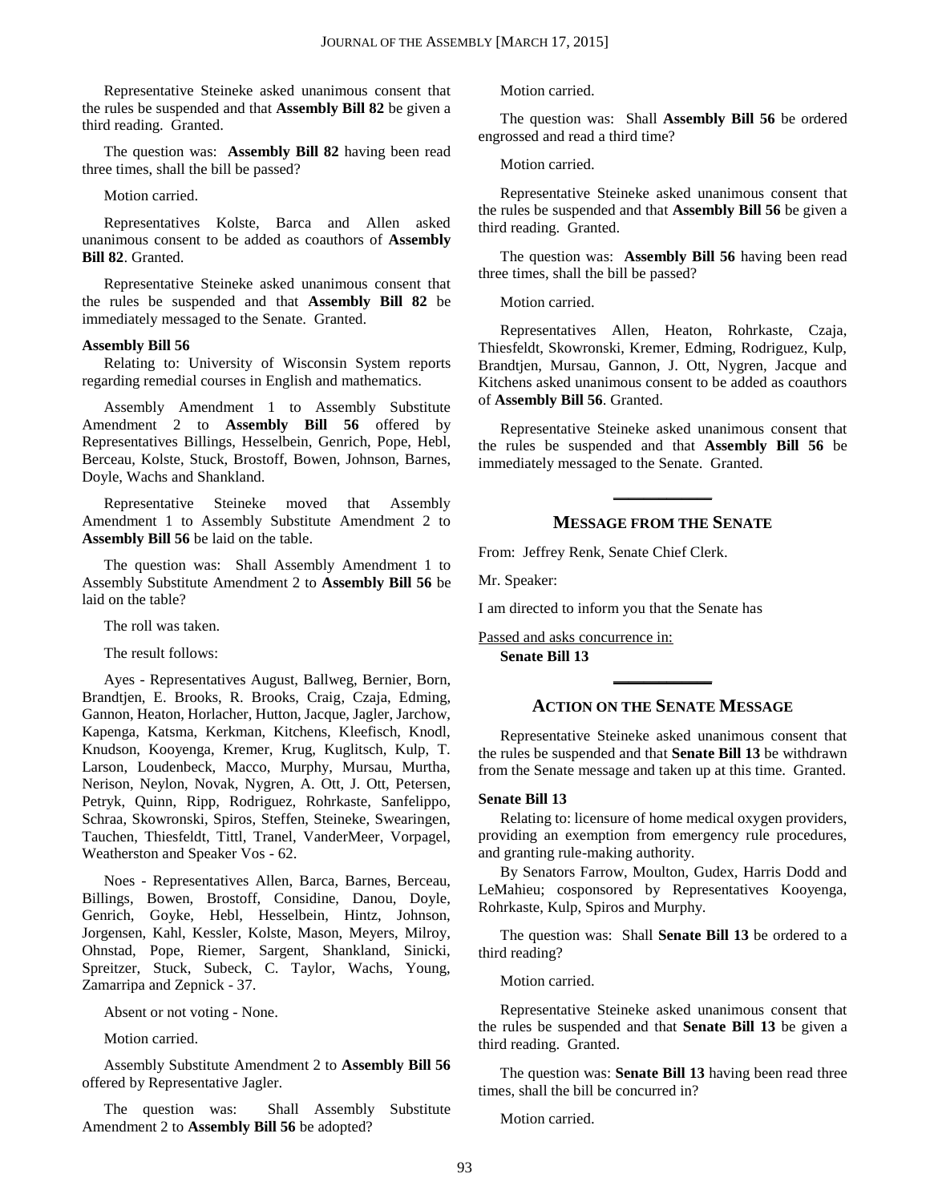Representative Steineke asked unanimous consent that the rules be suspended and that **Assembly Bill 82** be given a third reading. Granted.

The question was: **Assembly Bill 82** having been read three times, shall the bill be passed?

Motion carried.

Representatives Kolste, Barca and Allen asked unanimous consent to be added as coauthors of **Assembly Bill 82**. Granted.

Representative Steineke asked unanimous consent that the rules be suspended and that **Assembly Bill 82** be immediately messaged to the Senate. Granted.

**Assembly Bill 56**

Relating to: University of Wisconsin System reports regarding remedial courses in English and mathematics.

Assembly Amendment 1 to Assembly Substitute Amendment 2 to **Assembly Bill 56** offered by Representatives Billings, Hesselbein, Genrich, Pope, Hebl, Berceau, Kolste, Stuck, Brostoff, Bowen, Johnson, Barnes, Doyle, Wachs and Shankland.

Representative Steineke moved that Assembly Amendment 1 to Assembly Substitute Amendment 2 to **Assembly Bill 56** be laid on the table.

The question was: Shall Assembly Amendment 1 to Assembly Substitute Amendment 2 to **Assembly Bill 56** be laid on the table?

The roll was taken.

The result follows:

Ayes - Representatives August, Ballweg, Bernier, Born, Brandtjen, E. Brooks, R. Brooks, Craig, Czaja, Edming, Gannon, Heaton, Horlacher, Hutton, Jacque, Jagler, Jarchow, Kapenga, Katsma, Kerkman, Kitchens, Kleefisch, Knodl, Knudson, Kooyenga, Kremer, Krug, Kuglitsch, Kulp, T. Larson, Loudenbeck, Macco, Murphy, Mursau, Murtha, Nerison, Neylon, Novak, Nygren, A. Ott, J. Ott, Petersen, Petryk, Quinn, Ripp, Rodriguez, Rohrkaste, Sanfelippo, Schraa, Skowronski, Spiros, Steffen, Steineke, Swearingen, Tauchen, Thiesfeldt, Tittl, Tranel, VanderMeer, Vorpagel, Weatherston and Speaker Vos - 62.

Noes - Representatives Allen, Barca, Barnes, Berceau, Billings, Bowen, Brostoff, Considine, Danou, Doyle, Genrich, Goyke, Hebl, Hesselbein, Hintz, Johnson, Jorgensen, Kahl, Kessler, Kolste, Mason, Meyers, Milroy, Ohnstad, Pope, Riemer, Sargent, Shankland, Sinicki, Spreitzer, Stuck, Subeck, C. Taylor, Wachs, Young, Zamarripa and Zepnick - 37.

Absent or not voting - None.

Motion carried.

Assembly Substitute Amendment 2 to **Assembly Bill 56** offered by Representative Jagler.

The question was: Shall Assembly Substitute Amendment 2 to **Assembly Bill 56** be adopted?

Motion carried.

The question was: Shall **Assembly Bill 56** be ordered engrossed and read a third time?

Motion carried.

Representative Steineke asked unanimous consent that the rules be suspended and that **Assembly Bill 56** be given a third reading. Granted.

The question was: **Assembly Bill 56** having been read three times, shall the bill be passed?

Motion carried.

Representatives Allen, Heaton, Rohrkaste, Czaja, Thiesfeldt, Skowronski, Kremer, Edming, Rodriguez, Kulp, Brandtjen, Mursau, Gannon, J. Ott, Nygren, Jacque and Kitchens asked unanimous consent to be added as coauthors of **Assembly Bill 56**. Granted.

Representative Steineke asked unanimous consent that the rules be suspended and that **Assembly Bill 56** be immediately messaged to the Senate. Granted.

## MESSAGE FROM THE SENATE

From: Jeffrey Renk, Senate Chief Clerk.

Mr. Speaker:

I am directed to inform you that the Senate has

Passed and asks concurrence in:

**Senate Bill 13**

## ACTION ON THE SENATE MESSAGE

Representative Steineke asked unanimous consent that the rules be suspended and that **Senate Bill 13** be withdrawn from the Senate message and taken up at this time. Granted.

**Senate Bill 13**

Relating to: licensure of home medical oxygen providers, providing an exemption from emergency rule procedures, and granting rule-making authority.

By Senators Farrow, Moulton, Gudex, Harris Dodd and LeMahieu; cosponsored by Representatives Kooyenga, Rohrkaste, Kulp, Spiros and Murphy.

The question was: Shall **Senate Bill 13** be ordered to a third reading?

Motion carried.

Representative Steineke asked unanimous consent that the rules be suspended and that **Senate Bill 13** be given a third reading. Granted.

The question was: **Senate Bill 13** having been read three times, shall the bill be concurred in?

Motion carried.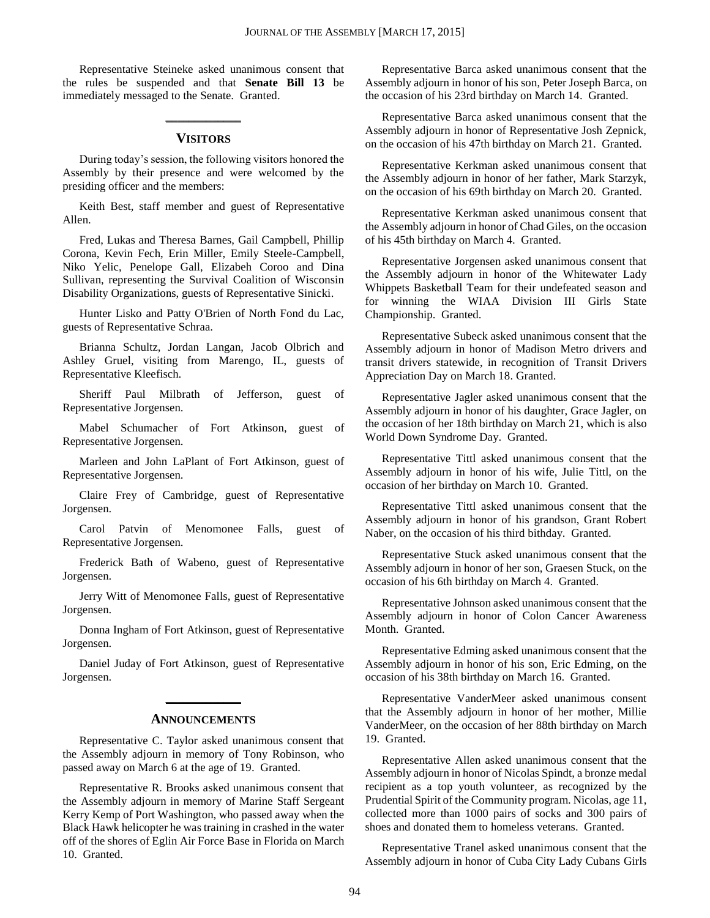Representative Steineke asked unanimous consent that the rules be suspended and that **Senate Bill 13** be immediately messaged to the Senate. Granted.

## VISITORS

During today's session, the following visitors honored the Assembly by their presence and were welcomed by the presiding officer and the members:

Keith Best, staff member and guest of Representative Allen.

Fred, Lukas and Theresa Barnes, Gail Campbell, Phillip Corona, Kevin Fech, Erin Miller, Emily Steele-Campbell, Niko Yelic, Penelope Gall, Elizabeh Coroo and Dina Sullivan, representing the Survival Coalition of Wisconsin Disability Organizations, guests of Representative Sinicki.

Hunter Lisko and Patty O'Brien of North Fond du Lac, guests of Representative Schraa.

Brianna Schultz, Jordan Langan, Jacob Olbrich and Ashley Gruel, visiting from Marengo, IL, guests of Representative Kleefisch.

Sheriff Paul Milbrath of Jefferson, guest of Representative Jorgensen.

Mabel Schumacher of Fort Atkinson, guest of Representative Jorgensen.

Marleen and John LaPlant of Fort Atkinson, guest of Representative Jorgensen.

Claire Frey of Cambridge, guest of Representative Jorgensen.

Carol Patvin of Menomonee Falls, guest of Representative Jorgensen.

Frederick Bath of Wabeno, guest of Representative Jorgensen.

Jerry Witt of Menomonee Falls, guest of Representative Jorgensen.

Donna Ingham of Fort Atkinson, guest of Representative Jorgensen.

Daniel Juday of Fort Atkinson, guest of Representative Jorgensen.

## ANNOUNCEMENTS

Representative C. Taylor asked unanimous consent that the Assembly adjourn in memory of Tony Robinson, who passed away on March 6 at the age of 19. Granted.

Representative R. Brooks asked unanimous consent that the Assembly adjourn in memory of Marine Staff Sergeant Kerry Kemp of Port Washington, who passed away when the Black Hawk helicopter he was training in crashed in the water off of the shores of Eglin Air Force Base in Florida on March 10. Granted.

Representative Barca asked unanimous consent that the Assembly adjourn in honor of his son, Peter Joseph Barca, on the occasion of his 23rd birthday on March 14. Granted.

Representative Barca asked unanimous consent that the Assembly adjourn in honor of Representative Josh Zepnick, on the occasion of his 47th birthday on March 21. Granted.

Representative Kerkman asked unanimous consent that the Assembly adjourn in honor of her father, Mark Starzyk, on the occasion of his 69th birthday on March 20. Granted.

Representative Kerkman asked unanimous consent that the Assembly adjourn in honor of Chad Giles, on the occasion of his 45th birthday on March 4. Granted.

Representative Jorgensen asked unanimous consent that the Assembly adjourn in honor of the Whitewater Lady Whippets Basketball Team for their undefeated season and for winning the WIAA Division III Girls State Championship. Granted.

Representative Subeck asked unanimous consent that the Assembly adjourn in honor of Madison Metro drivers and transit drivers statewide, in recognition of Transit Drivers Appreciation Day on March 18. Granted.

Representative Jagler asked unanimous consent that the Assembly adjourn in honor of his daughter, Grace Jagler, on the occasion of her 18th birthday on March 21, which is also World Down Syndrome Day. Granted.

Representative Tittl asked unanimous consent that the Assembly adjourn in honor of his wife, Julie Tittl, on the occasion of her birthday on March 10. Granted.

Representative Tittl asked unanimous consent that the Assembly adjourn in honor of his grandson, Grant Robert Naber, on the occasion of his third bithday. Granted.

Representative Stuck asked unanimous consent that the Assembly adjourn in honor of her son, Graesen Stuck, on the occasion of his 6th birthday on March 4. Granted.

Representative Johnson asked unanimous consent that the Assembly adjourn in honor of Colon Cancer Awareness Month. Granted.

Representative Edming asked unanimous consent that the Assembly adjourn in honor of his son, Eric Edming, on the occasion of his 38th birthday on March 16. Granted.

Representative VanderMeer asked unanimous consent that the Assembly adjourn in honor of her mother, Millie VanderMeer, on the occasion of her 88th birthday on March 19. Granted.

Representative Allen asked unanimous consent that the Assembly adjourn in honor of Nicolas Spindt, a bronze medal recipient as a top youth volunteer, as recognized by the Prudential Spirit of the Community program. Nicolas, age 11, collected more than 1000 pairs of socks and 300 pairs of shoes and donated them to homeless veterans. Granted.

Representative Tranel asked unanimous consent that the Assembly adjourn in honor of Cuba City Lady Cubans Girls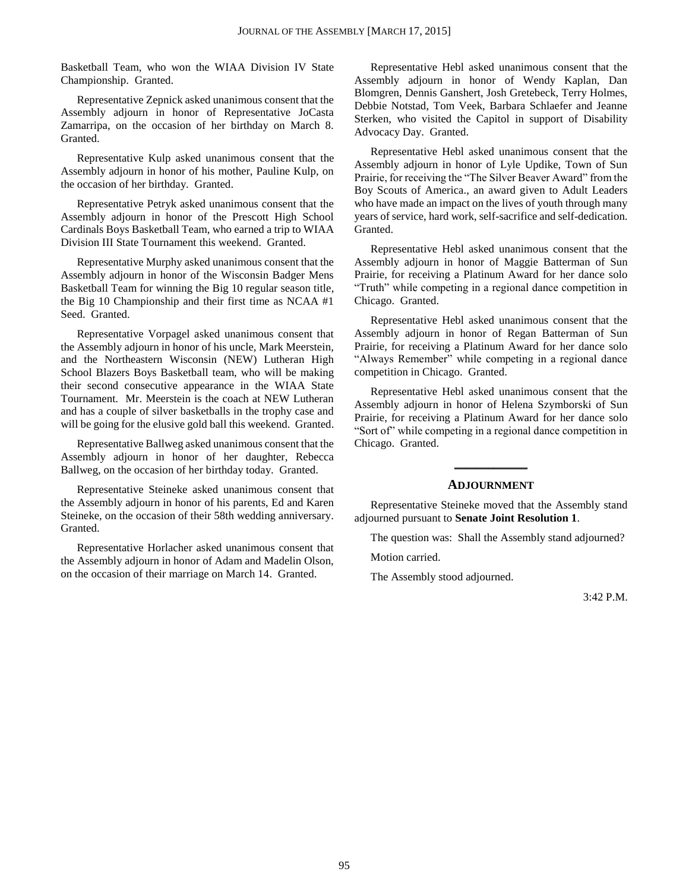Basketball Team, who won the WIAA Division IV State Championship. Granted.

Representative Zepnick asked unanimous consent that the Assembly adjourn in honor of Representative JoCasta Zamarripa, on the occasion of her birthday on March 8. Granted.

Representative Kulp asked unanimous consent that the Assembly adjourn in honor of his mother, Pauline Kulp, on the occasion of her birthday. Granted.

Representative Petryk asked unanimous consent that the Assembly adjourn in honor of the Prescott High School Cardinals Boys Basketball Team, who earned a trip to WIAA Division III State Tournament this weekend. Granted.

Representative Murphy asked unanimous consent that the Assembly adjourn in honor of the Wisconsin Badger Mens Basketball Team for winning the Big 10 regular season title, the Big 10 Championship and their first time as NCAA #1 Seed. Granted.

Representative Vorpagel asked unanimous consent that the Assembly adjourn in honor of his uncle, Mark Meerstein, and the Northeastern Wisconsin (NEW) Lutheran High School Blazers Boys Basketball team, who will be making their second consecutive appearance in the WIAA State Tournament. Mr. Meerstein is the coach at NEW Lutheran and has a couple of silver basketballs in the trophy case and will be going for the elusive gold ball this weekend. Granted.

Representative Ballweg asked unanimous consent that the Assembly adjourn in honor of her daughter, Rebecca Ballweg, on the occasion of her birthday today. Granted.

Representative Steineke asked unanimous consent that the Assembly adjourn in honor of his parents, Ed and Karen Steineke, on the occasion of their 58th wedding anniversary. Granted.

Representative Horlacher asked unanimous consent that the Assembly adjourn in honor of Adam and Madelin Olson, on the occasion of their marriage on March 14. Granted.

Representative Hebl asked unanimous consent that the Assembly adjourn in honor of Wendy Kaplan, Dan Blomgren, Dennis Ganshert, Josh Gretebeck, Terry Holmes, Debbie Notstad, Tom Veek, Barbara Schlaefer and Jeanne Sterken, who visited the Capitol in support of Disability Advocacy Day. Granted.

Representative Hebl asked unanimous consent that the Assembly adjourn in honor of Lyle Updike, Town of Sun Prairie, for receiving the "The Silver Beaver Award" from the Boy Scouts of America., an award given to Adult Leaders who have made an impact on the lives of youth through many years of service, hard work, self-sacrifice and self-dedication. Granted.

Representative Hebl asked unanimous consent that the Assembly adjourn in honor of Maggie Batterman of Sun Prairie, for receiving a Platinum Award for her dance solo "Truth" while competing in a regional dance competition in Chicago. Granted.

Representative Hebl asked unanimous consent that the Assembly adjourn in honor of Regan Batterman of Sun Prairie, for receiving a Platinum Award for her dance solo "Always Remember" while competing in a regional dance competition in Chicago. Granted.

Representative Hebl asked unanimous consent that the Assembly adjourn in honor of Helena Szymborski of Sun Prairie, for receiving a Platinum Award for her dance solo "Sort of" while competing in a regional dance competition in Chicago. Granted.

---

## ADJOURNMENT

Representative Steineke moved that the Assembly stand adjourned pursuant to **Senate Joint Resolution 1**.

The question was: Shall the Assembly stand adjourned?

Motion carried.

The Assembly stood adjourned.

3:42 P.M.